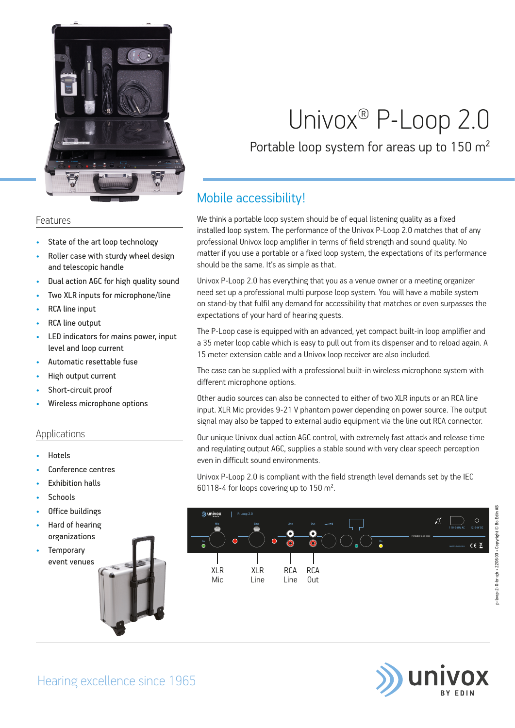# Univox® P-Loop 2.0

Portable loop system for areas up to 150 m²

## Features

- State of the art loop technology
- Roller case with sturdy wheel design and telescopic handle
- Dual action AGC for high quality sound
- Two XLR inputs for microphone/line
- RCA line input
- RCA line output
- LED indicators for mains power, input level and loop current
- Automatic resettable fuse
- High output current
- Short-circuit proof
- Wireless microphone options

## Applications

- Hotels
- Conference centres
- Exhibition halls
- Schools
- Office buildings
- Hard of hearing organizations
- Temporary event venues

## Mobile accessibility!

We think a portable loop system should be of equal listening quality as a fixed installed loop system. The performance of the Univox P-Loop 2.0 matches that of any professional Univox loop amplifier in terms of field strength and sound quality. No matter if you use a portable or a fixed loop system, the expectations of its performance should be the same. It's as simple as that.

Univox P-Loop 2.0 has everything that you as a venue owner or a meeting organizer need set up a professional multi purpose loop system. You will have a mobile system on stand-by that fulfil any demand for accessibility that matches or even surpasses the expectations of your hard of hearing guests.

The P-Loop case is equipped with an advanced, yet compact built-in loop amplifier and a 35 meter loop cable which is easy to pull out from its dispenser and to reload again. A 15 meter extension cable and a Univox loop receiver are also included.

The case can be supplied with a professional built-in wireless microphone system with different microphone options.

Other audio sources can also be connected to either of two XLR inputs or an RCA line input. XLR Mic provides 9-21 V phantom power depending on power source. The output signal may also be tapped to external audio equipment via the line out RCA connector.

Our unique Univox dual action AGC control, with extremely fast attack and release time and regulating output AGC, supplies a stable sound with very clear speech perception even in difficult sound environments.

Univox P-Loop 2.0 is compliant with the field strength level demands set by the IEC 60118-4 for loops covering up to 150 m².

XLR Mic | XLR Line | RCA Line | RCA Out

p-loop-2-0-br-gb • 220603 • Copyright © Bo Edin AB

Hearing excellence since 1965

univox BY EDIN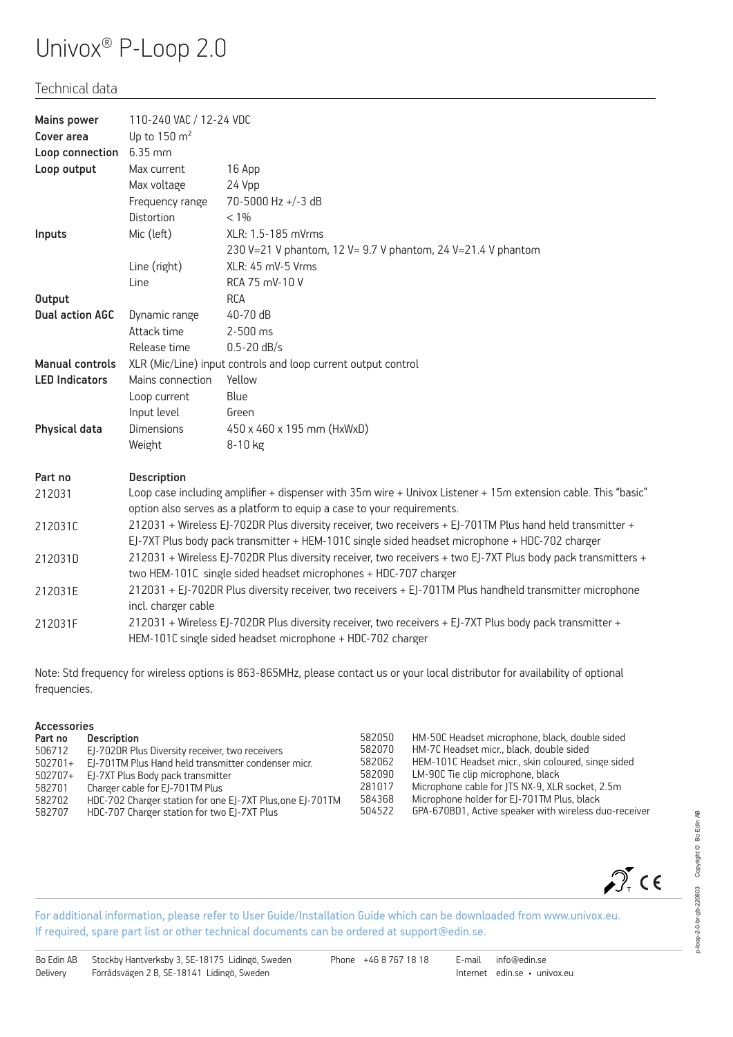# Univox® P-Loop 2.0

## Technical data

| | | |
|---|---|---|
| **Mains power** | 110-240 VAC / 12-24 VDC | |
| **Cover area** | Up to 150 m² | |
| **Loop connection** | 6.35 mm | |
| **Loop output** | Max current | 16 App |
| | Max voltage | 24 Vpp |
| | Frequency range | 70-5000 Hz +/-3 dB |
| | Distortion | < 1% |
| **Inputs** | Mic (left) | XLR: 1.5-185 mVrms |
| | | 230 V=21 V phantom, 12 V= 9.7 V phantom, 24 V=21.4 V phantom |
| | Line (right) | XLR: 45 mV-5 Vrms |
| | Line | RCA 75 mV-10 V |
| **Output** | | RCA |
| **Dual action AGC** | Dynamic range | 40-70 dB |
| | Attack time | 2-500 ms |
| | Release time | 0.5-20 dB/s |
| **Manual controls** | XLR (Mic/Line) input controls and loop current output control | |
| **LED Indicators** | Mains connection | Yellow |
| | Loop current | Blue |
| | Input level | Green |
| **Physical data** | Dimensions | 450 x 460 x 195 mm (HxWxD) |
| | Weight | 8-10 kg |

| Part no | Description |
|---|---|
| 212031 | Loop case including amplifier + dispenser with 35m wire + Univox Listener + 15m extension cable. This "basic" option also serves as a platform to equip a case to your requirements. |
| 212031C | 212031 + Wireless EJ-702DR Plus diversity receiver, two receivers + EJ-701TM Plus hand held transmitter + EJ-7XT Plus body pack transmitter + HEM-101C single sided headset microphone + HDC-702 charger |
| 212031D | 212031 + Wireless EJ-702DR Plus diversity receiver, two receivers + two EJ-7XT Plus body pack transmitters + two HEM-101C single sided headset microphones + HDC-707 charger |
| 212031E | 212031 + EJ-702DR Plus diversity receiver, two receivers + EJ-701TM Plus handheld transmitter microphone incl. charger cable |
| 212031F | 212031 + Wireless EJ-702DR Plus diversity receiver, two receivers + EJ-7XT Plus body pack transmitter + HEM-101C single sided headset microphone + HDC-702 charger |

Note: Std frequency for wireless options is 863-865MHz, please contact us or your local distributor for availability of optional frequencies.

### Accessories

| Part no | Description |
|---|---|
| 506712 | EJ-702DR Plus Diversity receiver, two receivers |
| 502701+ | EJ-701TM Plus Hand held transmitter condenser micr. |
| 502707+ | EJ-7XT Plus Body pack transmitter |
| 582701 | Charger cable for EJ-701TM Plus |
| 582702 | HDC-702 Charger station for one EJ-7XT Plus,one EJ-701TM |
| 582707 | HDC-707 Charger station for two EJ-7XT Plus |
| 582050 | HM-50C Headset microphone, black, double sided |
| 582070 | HM-7C Headset micr., black, double sided |
| 582062 | HEM-101C Headset micr., skin coloured, singe sided |
| 582090 | LM-90C Tie clip microphone, black |
| 281017 | Microphone cable for JTS NX-9, XLR socket, 2.5m |
| 584368 | Microphone holder for EJ-701TM Plus, black |
| 504522 | GPA-670BD1, Active speaker with wireless duo-receiver |

For additional information, please refer to User Guide/Installation Guide which can be downloaded from www.univox.eu. If required, spare part list or other technical documents can be ordered at support@edin.se.

Bo Edin AB Stockby Hantverksby 3, SE-18175 Lidingö, Sweden
Delivery Förrådsvägen 2 B, SE-18141 Lidingö, Sweden
Phone +46 8 767 18 18
E-mail info@edin.se
Internet edin.se • univox.eu

p-loop-2-0-br-gb-220603 Copyright © Bo Edin AB